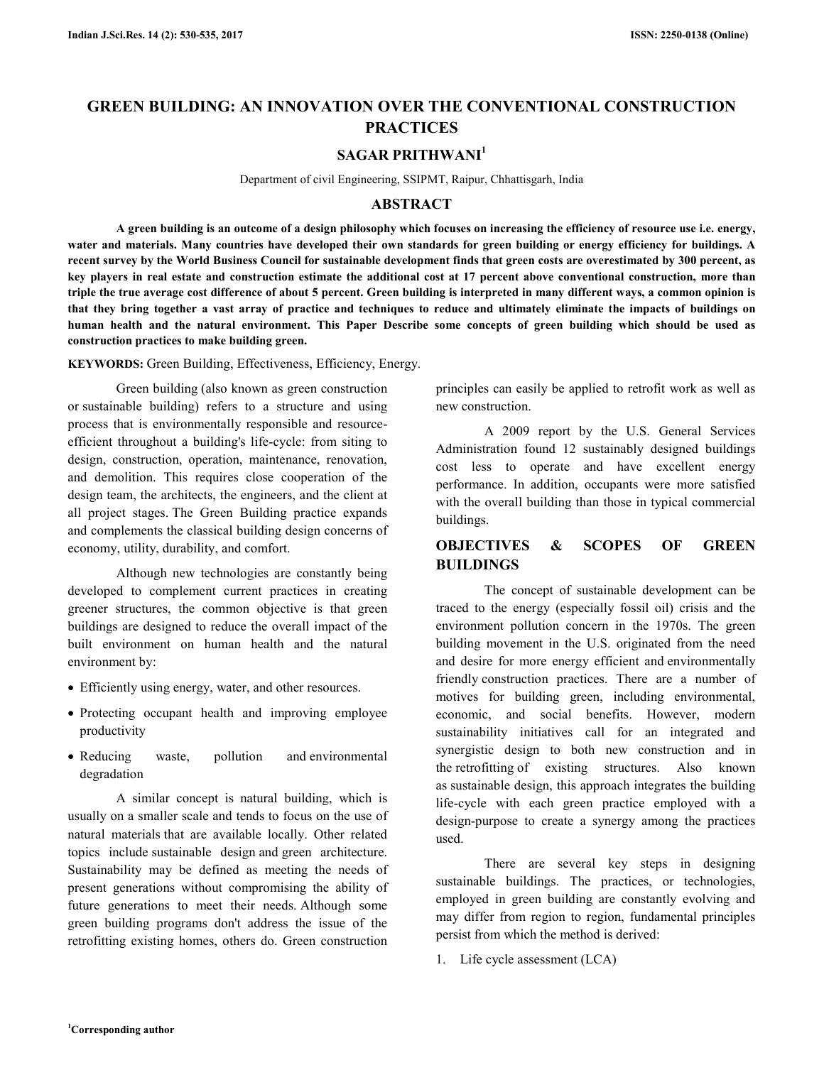# GREEN BUILDING: AN INNOVATION OVER THE CONVENTIONAL CONSTRUCTION PRACTICES

**SAGAR PRITHWANI[1]**

Department of civil Engineering, SSIPMT, Raipur, Chhattisgarh, India

## ABSTRACT

**A green building is an outcome of a design philosophy which focuses on increasing the efficiency of resource use i.e. energy, water and materials. Many countries have developed their own standards for green building or energy efficiency for buildings. A recent survey by the World Business Council for sustainable development finds that green costs are overestimated by 300 percent, as key players in real estate and construction estimate the additional cost at 17 percent above conventional construction, more than triple the true average cost difference of about 5 percent. Green building is interpreted in many different ways, a common opinion is that they bring together a vast array of practice and techniques to reduce and ultimately eliminate the impacts of buildings on human health and the natural environment. This Paper Describe some concepts of green building which should be used as construction practices to make building green.**

**KEYWORDS:** Green Building, Effectiveness, Efficiency, Energy.

Green building (also known as green construction or sustainable building) refers to a structure and using process that is environmentally responsible and resource-efficient throughout a building's life-cycle: from siting to design, construction, operation, maintenance, renovation, and demolition. This requires close cooperation of the design team, the architects, the engineers, and the client at all project stages. The Green Building practice expands and complements the classical building design concerns of economy, utility, durability, and comfort.

Although new technologies are constantly being developed to complement current practices in creating greener structures, the common objective is that green buildings are designed to reduce the overall impact of the built environment on human health and the natural environment by:

- Efficiently using energy, water, and other resources.
- Protecting occupant health and improving employee productivity
- Reducing waste, pollution and environmental degradation

A similar concept is natural building, which is usually on a smaller scale and tends to focus on the use of natural materials that are available locally. Other related topics include sustainable design and green architecture. Sustainability may be defined as meeting the needs of present generations without compromising the ability of future generations to meet their needs. Although some green building programs don't address the issue of the retrofitting existing homes, others do. Green construction principles can easily be applied to retrofit work as well as new construction.

A 2009 report by the U.S. General Services Administration found 12 sustainably designed buildings cost less to operate and have excellent energy performance. In addition, occupants were more satisfied with the overall building than those in typical commercial buildings.

## OBJECTIVES & SCOPES OF GREEN BUILDINGS

The concept of sustainable development can be traced to the energy (especially fossil oil) crisis and the environment pollution concern in the 1970s. The green building movement in the U.S. originated from the need and desire for more energy efficient and environmentally friendly construction practices. There are a number of motives for building green, including environmental, economic, and social benefits. However, modern sustainability initiatives call for an integrated and synergistic design to both new construction and in the retrofitting of existing structures. Also known as sustainable design, this approach integrates the building life-cycle with each green practice employed with a design-purpose to create a synergy among the practices used.

There are several key steps in designing sustainable buildings. The practices, or technologies, employed in green building are constantly evolving and may differ from region to region, fundamental principles persist from which the method is derived:

1. Life cycle assessment (LCA)

[1]Corresponding author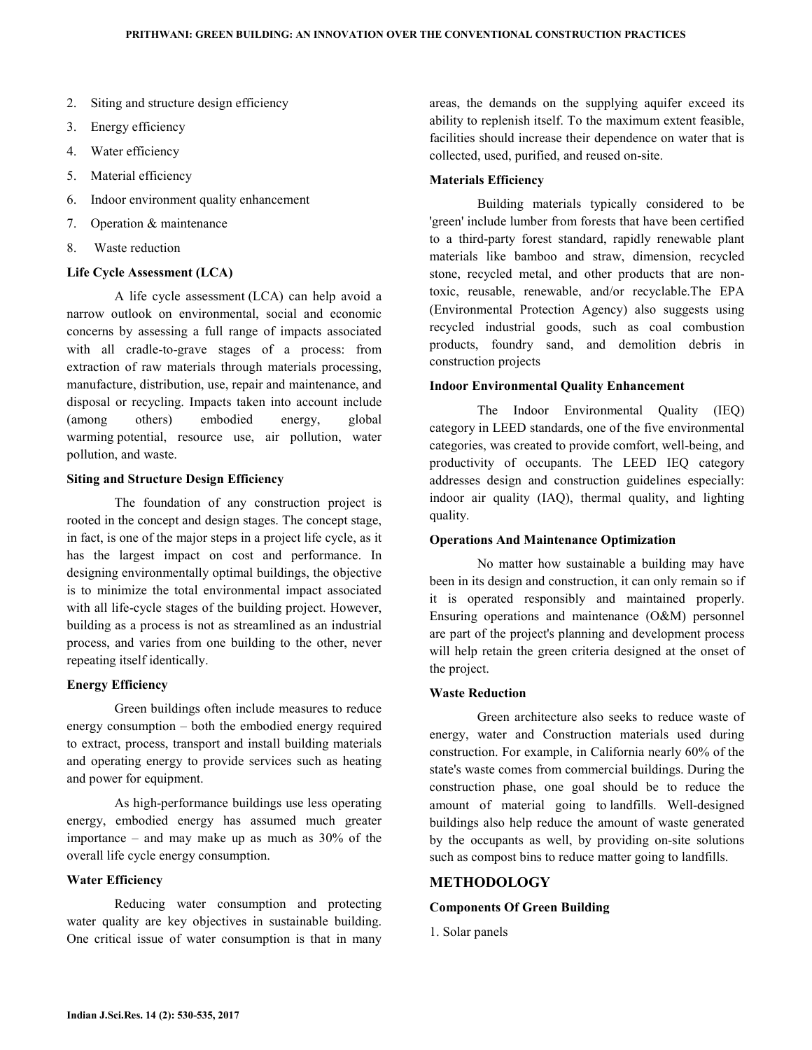2. Siting and structure design efficiency
3. Energy efficiency
4. Water efficiency
5. Material efficiency
6. Indoor environment quality enhancement
7. Operation & maintenance
8. Waste reduction

### Life Cycle Assessment (LCA)

A life cycle assessment (LCA) can help avoid a narrow outlook on environmental, social and economic concerns by assessing a full range of impacts associated with all cradle-to-grave stages of a process: from extraction of raw materials through materials processing, manufacture, distribution, use, repair and maintenance, and disposal or recycling. Impacts taken into account include (among others) embodied energy, global warming potential, resource use, air pollution, water pollution, and waste.

### Siting and Structure Design Efficiency

The foundation of any construction project is rooted in the concept and design stages. The concept stage, in fact, is one of the major steps in a project life cycle, as it has the largest impact on cost and performance. In designing environmentally optimal buildings, the objective is to minimize the total environmental impact associated with all life-cycle stages of the building project. However, building as a process is not as streamlined as an industrial process, and varies from one building to the other, never repeating itself identically.

### Energy Efficiency

Green buildings often include measures to reduce energy consumption – both the embodied energy required to extract, process, transport and install building materials and operating energy to provide services such as heating and power for equipment.

As high-performance buildings use less operating energy, embodied energy has assumed much greater importance – and may make up as much as 30% of the overall life cycle energy consumption.

### Water Efficiency

Reducing water consumption and protecting water quality are key objectives in sustainable building. One critical issue of water consumption is that in many areas, the demands on the supplying aquifer exceed its ability to replenish itself. To the maximum extent feasible, facilities should increase their dependence on water that is collected, used, purified, and reused on-site.

### Materials Efficiency

Building materials typically considered to be 'green' include lumber from forests that have been certified to a third-party forest standard, rapidly renewable plant materials like bamboo and straw, dimension, recycled stone, recycled metal, and other products that are non-toxic, reusable, renewable, and/or recyclable.The EPA (Environmental Protection Agency) also suggests using recycled industrial goods, such as coal combustion products, foundry sand, and demolition debris in construction projects

### Indoor Environmental Quality Enhancement

The Indoor Environmental Quality (IEQ) category in LEED standards, one of the five environmental categories, was created to provide comfort, well-being, and productivity of occupants. The LEED IEQ category addresses design and construction guidelines especially: indoor air quality (IAQ), thermal quality, and lighting quality.

### Operations And Maintenance Optimization

No matter how sustainable a building may have been in its design and construction, it can only remain so if it is operated responsibly and maintained properly. Ensuring operations and maintenance (O&M) personnel are part of the project's planning and development process will help retain the green criteria designed at the onset of the project.

### Waste Reduction

Green architecture also seeks to reduce waste of energy, water and Construction materials used during construction. For example, in California nearly 60% of the state's waste comes from commercial buildings. During the construction phase, one goal should be to reduce the amount of material going to landfills. Well-designed buildings also help reduce the amount of waste generated by the occupants as well, by providing on-site solutions such as compost bins to reduce matter going to landfills.

## METHODOLOGY

### Components Of Green Building

1. Solar panels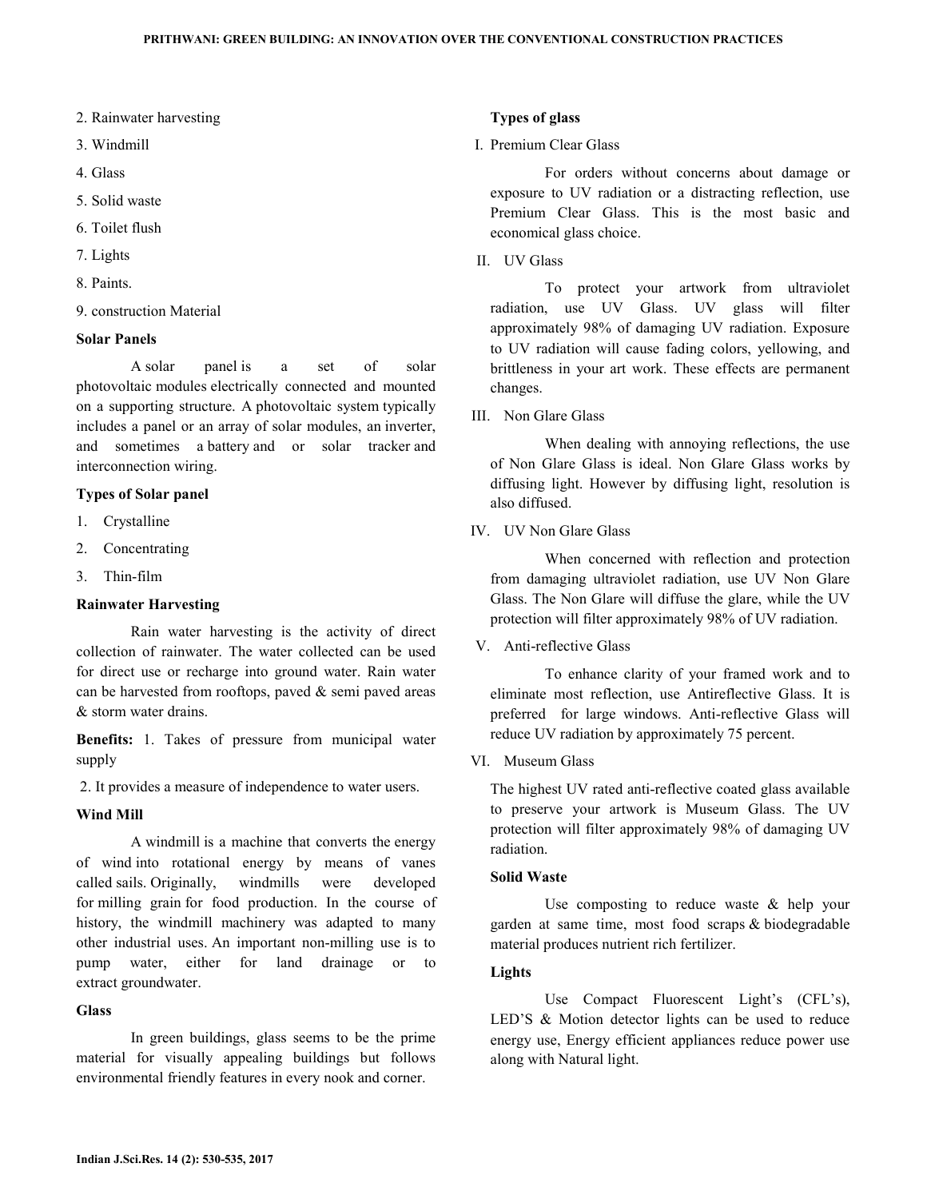2. Rainwater harvesting

3. Windmill

4. Glass

5. Solid waste

6. Toilet flush

7. Lights

8. Paints.

9. construction Material

**Solar Panels**

A solar panel is a set of solar photovoltaic modules electrically connected and mounted on a supporting structure. A photovoltaic system typically includes a panel or an array of solar modules, an inverter, and sometimes a battery and or solar tracker and interconnection wiring.

**Types of Solar panel**

1. Crystalline
2. Concentrating
3. Thin-film

**Rainwater Harvesting**

Rain water harvesting is the activity of direct collection of rainwater. The water collected can be used for direct use or recharge into ground water. Rain water can be harvested from rooftops, paved & semi paved areas & storm water drains.

**Benefits:** 1. Takes of pressure from municipal water supply

2. It provides a measure of independence to water users.

**Wind Mill**

A windmill is a machine that converts the energy of wind into rotational energy by means of vanes called sails. Originally, windmills were developed for milling grain for food production. In the course of history, the windmill machinery was adapted to many other industrial uses. An important non-milling use is to pump water, either for land drainage or to extract groundwater.

**Glass**

In green buildings, glass seems to be the prime material for visually appealing buildings but follows environmental friendly features in every nook and corner.

**Types of glass**

I. Premium Clear Glass

For orders without concerns about damage or exposure to UV radiation or a distracting reflection, use Premium Clear Glass. This is the most basic and economical glass choice.

II. UV Glass

To protect your artwork from ultraviolet radiation, use UV Glass. UV glass will filter approximately 98% of damaging UV radiation. Exposure to UV radiation will cause fading colors, yellowing, and brittleness in your art work. These effects are permanent changes.

III. Non Glare Glass

When dealing with annoying reflections, the use of Non Glare Glass is ideal. Non Glare Glass works by diffusing light. However by diffusing light, resolution is also diffused.

IV. UV Non Glare Glass

When concerned with reflection and protection from damaging ultraviolet radiation, use UV Non Glare Glass. The Non Glare will diffuse the glare, while the UV protection will filter approximately 98% of UV radiation.

V. Anti-reflective Glass

To enhance clarity of your framed work and to eliminate most reflection, use Antireflective Glass. It is preferred for large windows. Anti-reflective Glass will reduce UV radiation by approximately 75 percent.

VI. Museum Glass

The highest UV rated anti-reflective coated glass available to preserve your artwork is Museum Glass. The UV protection will filter approximately 98% of damaging UV radiation.

**Solid Waste**

Use composting to reduce waste & help your garden at same time, most food scraps & biodegradable material produces nutrient rich fertilizer.

**Lights**

Use Compact Fluorescent Light's (CFL's), LED'S & Motion detector lights can be used to reduce energy use, Energy efficient appliances reduce power use along with Natural light.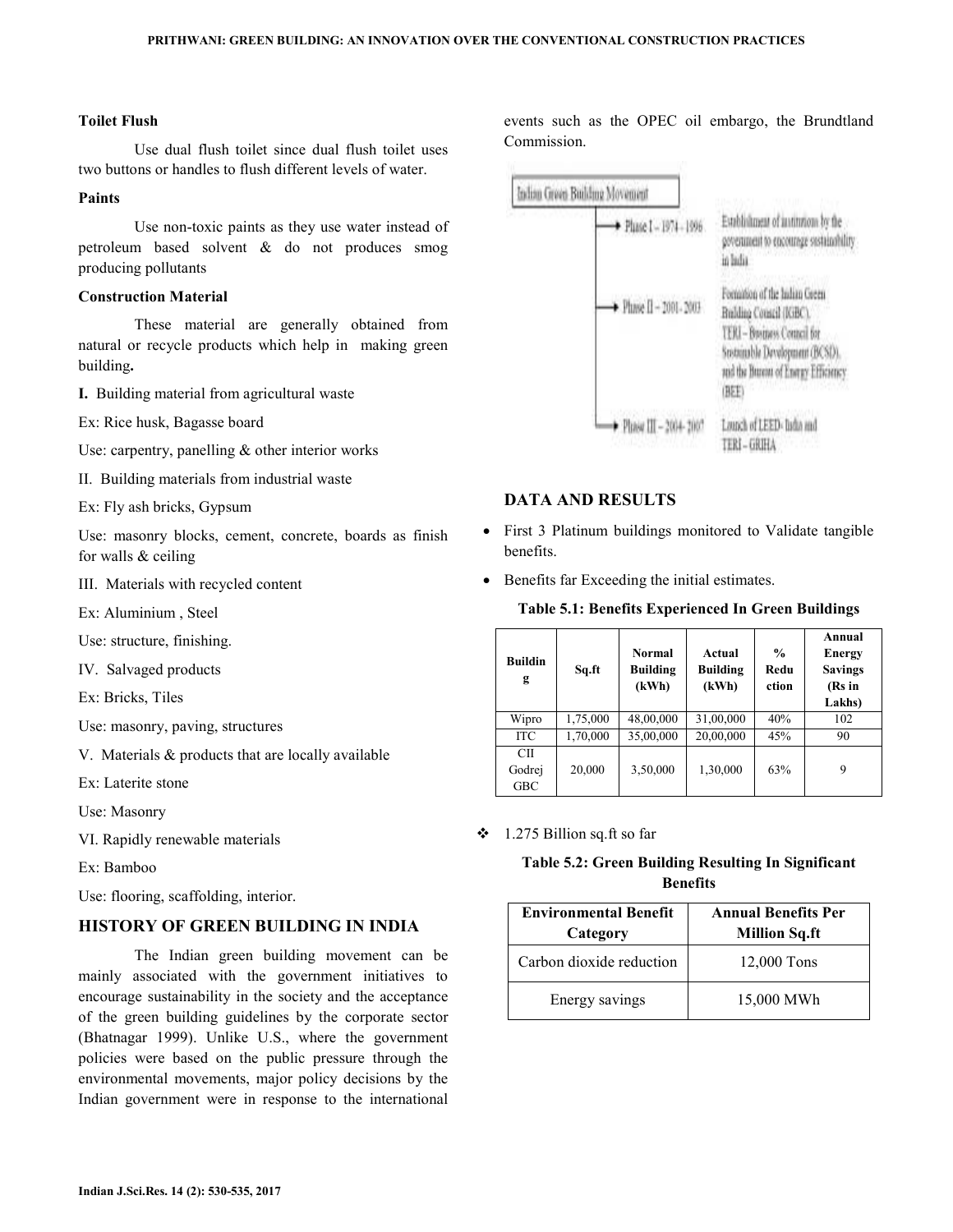**Toilet Flush**

Use dual flush toilet since dual flush toilet uses two buttons or handles to flush different levels of water.

**Paints**

Use non-toxic paints as they use water instead of petroleum based solvent & do not produces smog producing pollutants

**Construction Material**

These material are generally obtained from natural or recycle products which help in making green building**.**

**I.** Building material from agricultural waste

Ex: Rice husk, Bagasse board

Use: carpentry, panelling & other interior works

II. Building materials from industrial waste

Ex: Fly ash bricks, Gypsum

Use: masonry blocks, cement, concrete, boards as finish for walls & ceiling

III. Materials with recycled content

Ex: Aluminium , Steel

Use: structure, finishing.

IV. Salvaged products

Ex: Bricks, Tiles

Use: masonry, paving, structures

V. Materials & products that are locally available

Ex: Laterite stone

Use: Masonry

VI. Rapidly renewable materials

Ex: Bamboo

Use: flooring, scaffolding, interior.

## HISTORY OF GREEN BUILDING IN INDIA

The Indian green building movement can be mainly associated with the government initiatives to encourage sustainability in the society and the acceptance of the green building guidelines by the corporate sector (Bhatnagar 1999). Unlike U.S., where the government policies were based on the public pressure through the environmental movements, major policy decisions by the Indian government were in response to the international events such as the OPEC oil embargo, the Brundtland Commission.

Indian Green Building Movement

- Phase I – 1974 - 1996: Establishment of institutions by the government to encourage sustainability in India
- Phase II – 2001 - 2003: Formation of the Indian Green Building Council (IGBC), TERI – Business Council for Sustainable Development (BCSD), and the Bureau of Energy Efficiency (BEE)
- Phase III – 2004 - 2007: Launch of LEED- India and TERI - GRIHA

## DATA AND RESULTS

- First 3 Platinum buildings monitored to Validate tangible benefits.
- Benefits far Exceeding the initial estimates.

**Table 5.1: Benefits Experienced In Green Buildings**

| Building | Sq.ft | Normal Building (kWh) | Actual Building (kWh) | % Reduction | Annual Energy Savings (Rs in Lakhs) |
|---|---|---|---|---|---|
| Wipro | 1,75,000 | 48,00,000 | 31,00,000 | 40% | 102 |
| ITC | 1,70,000 | 35,00,000 | 20,00,000 | 45% | 90 |
| CII Godrej GBC | 20,000 | 3,50,000 | 1,30,000 | 63% | 9 |

- 1.275 Billion sq.ft so far

**Table 5.2: Green Building Resulting In Significant Benefits**

| Environmental Benefit Category | Annual Benefits Per Million Sq.ft |
|---|---|
| Carbon dioxide reduction | 12,000 Tons |
| Energy savings | 15,000 MWh |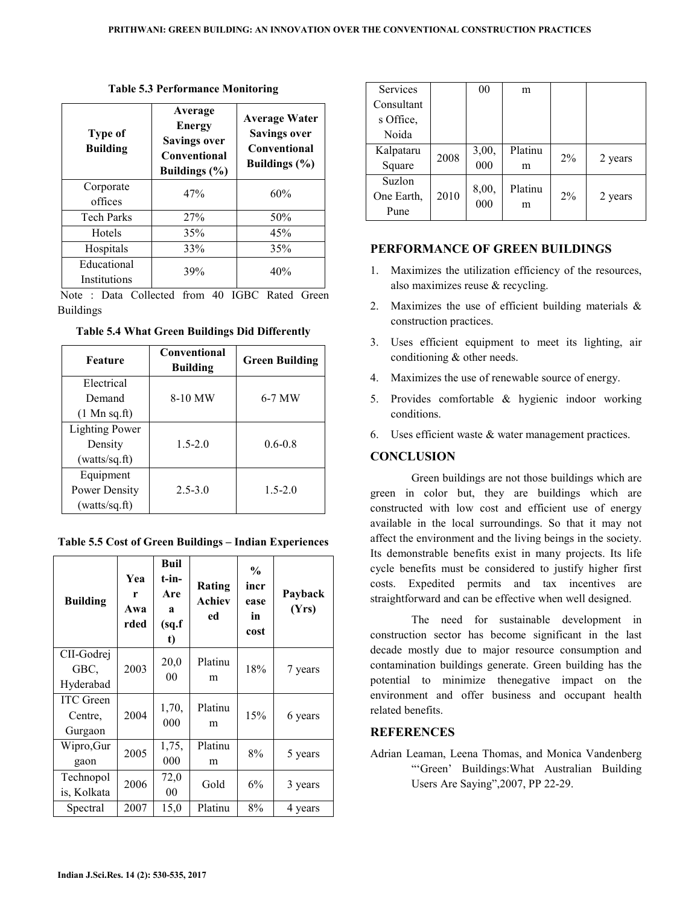**Table 5.3 Performance Monitoring**

| Type of Building | Average Energy Savings over Conventional Buildings (%) | Average Water Savings over Conventional Buildings (%) |
|---|---|---|
| Corporate offices | 47% | 60% |
| Tech Parks | 27% | 50% |
| Hotels | 35% | 45% |
| Hospitals | 33% | 35% |
| Educational Institutions | 39% | 40% |

Note : Data Collected from 40 IGBC Rated Green Buildings

**Table 5.4 What Green Buildings Did Differently**

| Feature | Conventional Building | Green Building |
|---|---|---|
| Electrical Demand (1 Mn sq.ft) | 8-10 MW | 6-7 MW |
| Lighting Power Density (watts/sq.ft) | 1.5-2.0 | 0.6-0.8 |
| Equipment Power Density (watts/sq.ft) | 2.5-3.0 | 1.5-2.0 |

**Table 5.5 Cost of Green Buildings – Indian Experiences**

| Building | Year Awarded | Built-in-Area (sq.ft) | Rating Achieved | % increase in cost | Payback (Yrs) |
|---|---|---|---|---|---|
| CII-Godrej GBC, Hyderabad | 2003 | 20,000 | Platinum | 18% | 7 years |
| ITC Green Centre, Gurgaon | 2004 | 1,70,000 | Platinum | 15% | 6 years |
| Wipro,Gurgaon | 2005 | 1,75,000 | Platinum | 8% | 5 years |
| Technopolis, Kolkata | 2006 | 72,000 | Gold | 6% | 3 years |
| Spectral Services Consultants Office, Noida | 2007 | 15,000 | Platinum | 8% | 4 years |
| Kalpataru Square | 2008 | 3,00,000 | Platinum | 2% | 2 years |
| Suzlon One Earth, Pune | 2010 | 8,00,000 | Platinum | 2% | 2 years |

## PERFORMANCE OF GREEN BUILDINGS

1. Maximizes the utilization efficiency of the resources, also maximizes reuse & recycling.
2. Maximizes the use of efficient building materials & construction practices.
3. Uses efficient equipment to meet its lighting, air conditioning & other needs.
4. Maximizes the use of renewable source of energy.
5. Provides comfortable & hygienic indoor working conditions.
6. Uses efficient waste & water management practices.

## CONCLUSION

Green buildings are not those buildings which are green in color but, they are buildings which are constructed with low cost and efficient use of energy available in the local surroundings. So that it may not affect the environment and the living beings in the society. Its demonstrable benefits exist in many projects. Its life cycle benefits must be considered to justify higher first costs. Expedited permits and tax incentives are straightforward and can be effective when well designed.

The need for sustainable development in construction sector has become significant in the last decade mostly due to major resource consumption and contamination buildings generate. Green building has the potential to minimize thenegative impact on the environment and offer business and occupant health related benefits.

## REFERENCES

Adrian Leaman, Leena Thomas, and Monica Vandenberg "'Green' Buildings:What Australian Building Users Are Saying",2007, PP 22-29.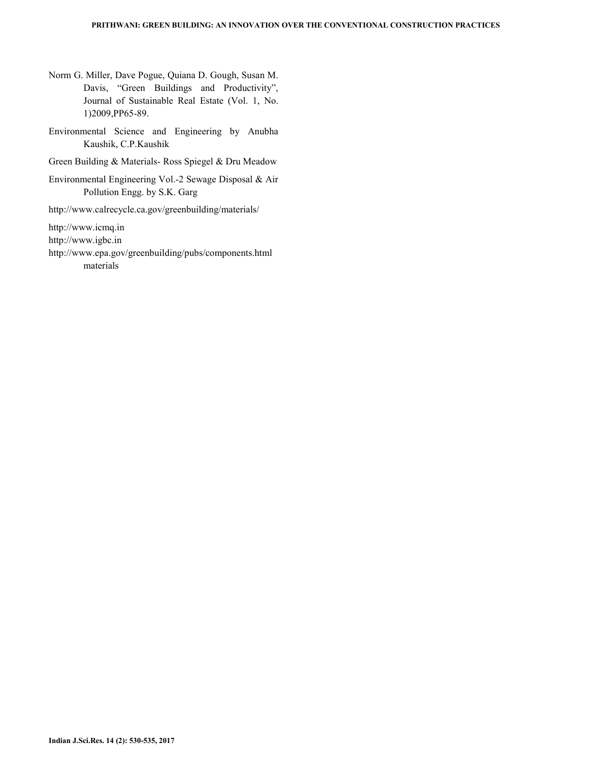Norm G. Miller, Dave Pogue, Quiana D. Gough, Susan M. Davis, "Green Buildings and Productivity", Journal of Sustainable Real Estate (Vol. 1, No. 1)2009,PP65-89.

Environmental Science and Engineering by Anubha Kaushik, C.P.Kaushik

Green Building & Materials- Ross Spiegel & Dru Meadow

Environmental Engineering Vol.-2 Sewage Disposal & Air Pollution Engg. by S.K. Garg

http://www.calrecycle.ca.gov/greenbuilding/materials/

http://www.icmq.in

http://www.igbc.in

http://www.epa.gov/greenbuilding/pubs/components.html materials